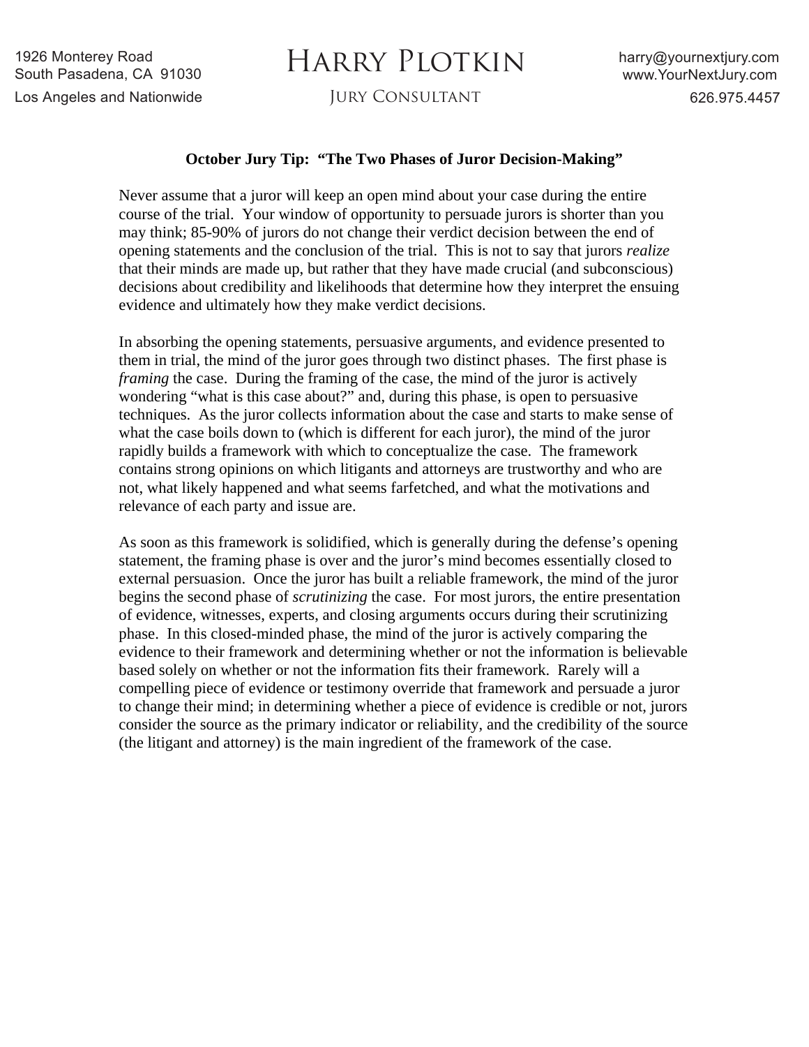1926 Monterey Road
South Pasadena, CA 91030
Los Angeles and Nationwide

# Harry Plotkin

Jury Consultant

harry@yournextjury.com
www.YourNextJury.com
626.975.4457

**October Jury Tip: "The Two Phases of Juror Decision-Making"**

Never assume that a juror will keep an open mind about your case during the entire course of the trial. Your window of opportunity to persuade jurors is shorter than you may think; 85-90% of jurors do not change their verdict decision between the end of opening statements and the conclusion of the trial. This is not to say that jurors *realize* that their minds are made up, but rather that they have made crucial (and subconscious) decisions about credibility and likelihoods that determine how they interpret the ensuing evidence and ultimately how they make verdict decisions.

In absorbing the opening statements, persuasive arguments, and evidence presented to them in trial, the mind of the juror goes through two distinct phases. The first phase is *framing* the case. During the framing of the case, the mind of the juror is actively wondering "what is this case about?" and, during this phase, is open to persuasive techniques. As the juror collects information about the case and starts to make sense of what the case boils down to (which is different for each juror), the mind of the juror rapidly builds a framework with which to conceptualize the case. The framework contains strong opinions on which litigants and attorneys are trustworthy and who are not, what likely happened and what seems farfetched, and what the motivations and relevance of each party and issue are.

As soon as this framework is solidified, which is generally during the defense's opening statement, the framing phase is over and the juror's mind becomes essentially closed to external persuasion. Once the juror has built a reliable framework, the mind of the juror begins the second phase of *scrutinizing* the case. For most jurors, the entire presentation of evidence, witnesses, experts, and closing arguments occurs during their scrutinizing phase. In this closed-minded phase, the mind of the juror is actively comparing the evidence to their framework and determining whether or not the information is believable based solely on whether or not the information fits their framework. Rarely will a compelling piece of evidence or testimony override that framework and persuade a juror to change their mind; in determining whether a piece of evidence is credible or not, jurors consider the source as the primary indicator or reliability, and the credibility of the source (the litigant and attorney) is the main ingredient of the framework of the case.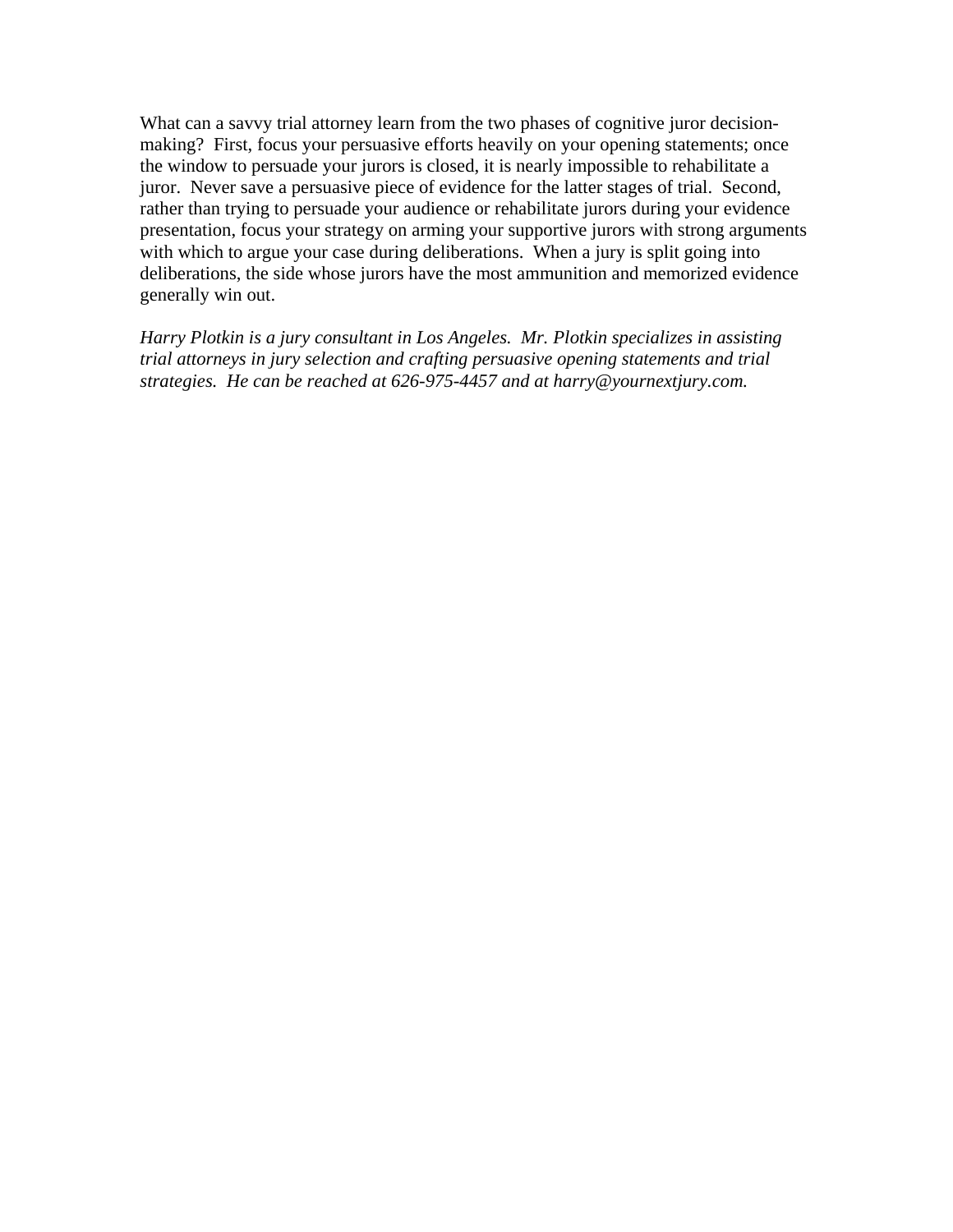What can a savvy trial attorney learn from the two phases of cognitive juror decision-making? First, focus your persuasive efforts heavily on your opening statements; once the window to persuade your jurors is closed, it is nearly impossible to rehabilitate a juror. Never save a persuasive piece of evidence for the latter stages of trial. Second, rather than trying to persuade your audience or rehabilitate jurors during your evidence presentation, focus your strategy on arming your supportive jurors with strong arguments with which to argue your case during deliberations. When a jury is split going into deliberations, the side whose jurors have the most ammunition and memorized evidence generally win out.

*Harry Plotkin is a jury consultant in Los Angeles. Mr. Plotkin specializes in assisting trial attorneys in jury selection and crafting persuasive opening statements and trial strategies. He can be reached at 626-975-4457 and at harry@yournextjury.com.*